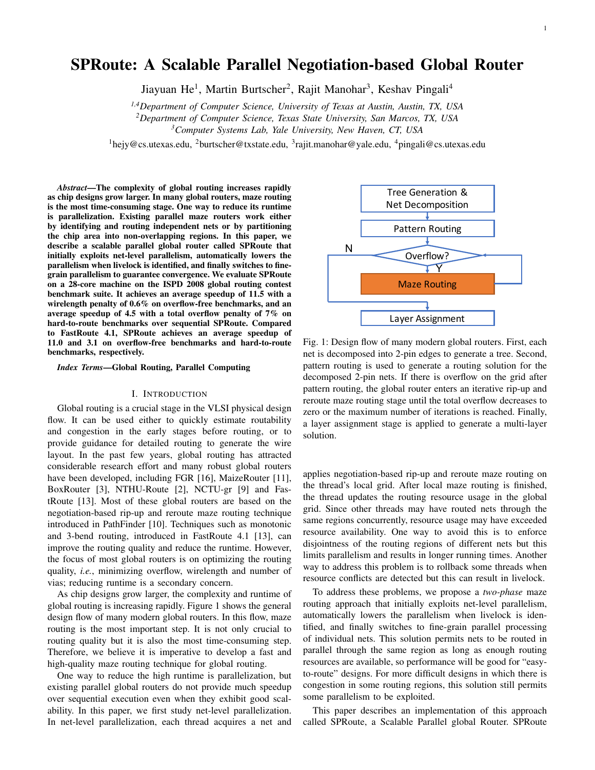# SPRoute: A Scalable Parallel Negotiation-based Global Router

Jiayuan He[1], Martin Burtscher[2], Rajit Manohar[3], Keshav Pingali[4]

[1,4]*Department of Computer Science, University of Texas at Austin, Austin, TX, USA*
[2]*Department of Computer Science, Texas State University, San Marcos, TX, USA*
[3]*Computer Systems Lab, Yale University, New Haven, CT, USA*

[1]hejy@cs.utexas.edu, [2]burtscher@txstate.edu, [3]rajit.manohar@yale.edu, [4]pingali@cs.utexas.edu

***Abstract*—The complexity of global routing increases rapidly as chip designs grow larger. In many global routers, maze routing is the most time-consuming stage. One way to reduce its runtime is parallelization. Existing parallel maze routers work either by identifying and routing independent nets or by partitioning the chip area into non-overlapping regions. In this paper, we describe a scalable parallel global router called SPRoute that initially exploits net-level parallelism, automatically lowers the parallelism when livelock is identified, and finally switches to fine-grain parallelism to guarantee convergence. We evaluate SPRoute on a 28-core machine on the ISPD 2008 global routing contest benchmark suite. It achieves an average speedup of 11.5 with a wirelength penalty of 0.6% on overflow-free benchmarks, and an average speedup of 4.5 with a total overflow penalty of 7% on hard-to-route benchmarks over sequential SPRoute. Compared to FastRoute 4.1, SPRoute achieves an average speedup of 11.0 and 3.1 on overflow-free benchmarks and hard-to-route benchmarks, respectively.**

***Index Terms*—Global Routing, Parallel Computing**

## I. Introduction

Global routing is a crucial stage in the VLSI physical design flow. It can be used either to quickly estimate routability and congestion in the early stages before routing, or to provide guidance for detailed routing to generate the wire layout. In the past few years, global routing has attracted considerable research effort and many robust global routers have been developed, including FGR [16], MaizeRouter [11], BoxRouter [3], NTHU-Route [2], NCTU-gr [9] and FastRoute [13]. Most of these global routers are based on the negotiation-based rip-up and reroute maze routing technique introduced in PathFinder [10]. Techniques such as monotonic and 3-bend routing, introduced in FastRoute 4.1 [13], can improve the routing quality and reduce the runtime. However, the focus of most global routers is on optimizing the routing quality, *i.e.*, minimizing overflow, wirelength and number of vias; reducing runtime is a secondary concern.

As chip designs grow larger, the complexity and runtime of global routing is increasing rapidly. Figure 1 shows the general design flow of many modern global routers. In this flow, maze routing is the most important step. It is not only crucial to routing quality but it is also the most time-consuming step. Therefore, we believe it is imperative to develop a fast and high-quality maze routing technique for global routing.

One way to reduce the high runtime is parallelization, but existing parallel global routers do not provide much speedup over sequential execution even when they exhibit good scalability. In this paper, we first study net-level parallelization. In net-level parallelization, each thread acquires a net and applies negotiation-based rip-up and reroute maze routing on the thread's local grid. After local maze routing is finished, the thread updates the routing resource usage in the global grid. Since other threads may have routed nets through the same regions concurrently, resource usage may have exceeded resource availability. One way to avoid this is to enforce disjointness of the routing regions of different nets but this limits parallelism and results in longer running times. Another way to address this problem is to rollback some threads when resource conflicts are detected but this can result in livelock.

Fig. 1: Design flow of many modern global routers. First, each net is decomposed into 2-pin edges to generate a tree. Second, pattern routing is used to generate a routing solution for the decomposed 2-pin nets. If there is overflow on the grid after pattern routing, the global router enters an iterative rip-up and reroute maze routing stage until the total overflow decreases to zero or the maximum number of iterations is reached. Finally, a layer assignment stage is applied to generate a multi-layer solution.

To address these problems, we propose a *two-phase* maze routing approach that initially exploits net-level parallelism, automatically lowers the parallelism when livelock is identified, and finally switches to fine-grain parallel processing of individual nets. This solution permits nets to be routed in parallel through the same region as long as enough routing resources are available, so performance will be good for "easy-to-route" designs. For more difficult designs in which there is congestion in some routing regions, this solution still permits some parallelism to be exploited.

This paper describes an implementation of this approach called SPRoute, a Scalable Parallel global Router. SPRoute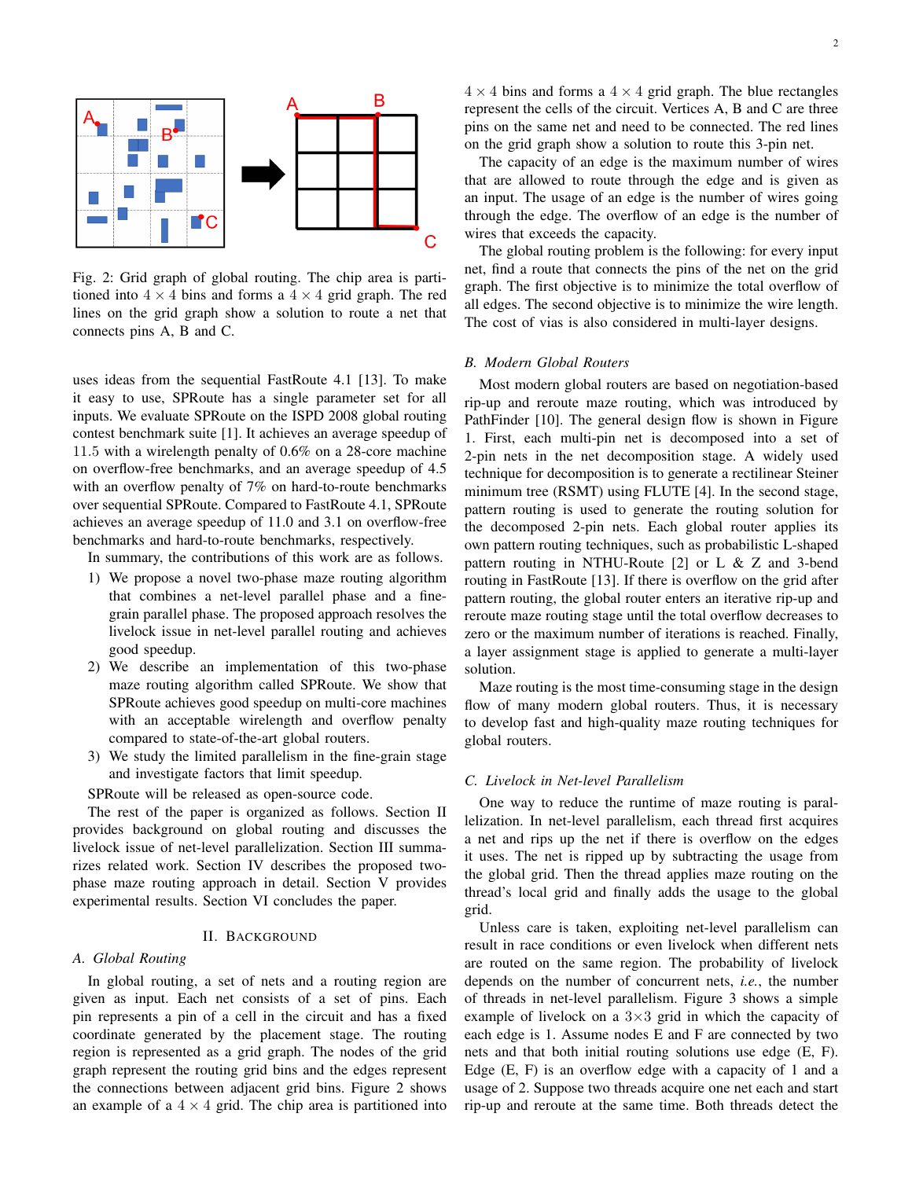Fig. 2: Grid graph of global routing. The chip area is partitioned into $4 \times 4$ bins and forms a $4 \times 4$ grid graph. The red lines on the grid graph show a solution to route a net that connects pins A, B and C.

uses ideas from the sequential FastRoute 4.1 [13]. To make it easy to use, SPRoute has a single parameter set for all inputs. We evaluate SPRoute on the ISPD 2008 global routing contest benchmark suite [1]. It achieves an average speedup of 11.5 with a wirelength penalty of 0.6% on a 28-core machine on overflow-free benchmarks, and an average speedup of 4.5 with an overflow penalty of 7% on hard-to-route benchmarks over sequential SPRoute. Compared to FastRoute 4.1, SPRoute achieves an average speedup of 11.0 and 3.1 on overflow-free benchmarks and hard-to-route benchmarks, respectively.

In summary, the contributions of this work are as follows.

1) We propose a novel two-phase maze routing algorithm that combines a net-level parallel phase and a fine-grain parallel phase. The proposed approach resolves the livelock issue in net-level parallel routing and achieves good speedup.
2) We describe an implementation of this two-phase maze routing algorithm called SPRoute. We show that SPRoute achieves good speedup on multi-core machines with an acceptable wirelength and overflow penalty compared to state-of-the-art global routers.
3) We study the limited parallelism in the fine-grain stage and investigate factors that limit speedup.

SPRoute will be released as open-source code.

The rest of the paper is organized as follows. Section II provides background on global routing and discusses the livelock issue of net-level parallelization. Section III summarizes related work. Section IV describes the proposed two-phase maze routing approach in detail. Section V provides experimental results. Section VI concludes the paper.

## II. Background

### A. Global Routing

In global routing, a set of nets and a routing region are given as input. Each net consists of a set of pins. Each pin represents a pin of a cell in the circuit and has a fixed coordinate generated by the placement stage. The routing region is represented as a grid graph. The nodes of the grid graph represent the routing grid bins and the edges represent the connections between adjacent grid bins. Figure 2 shows an example of a $4 \times 4$ grid. The chip area is partitioned into $4 \times 4$ bins and forms a $4 \times 4$ grid graph. The blue rectangles represent the cells of the circuit. Vertices A, B and C are three pins on the same net and need to be connected. The red lines on the grid graph show a solution to route this 3-pin net.

The capacity of an edge is the maximum number of wires that are allowed to route through the edge and is given as an input. The usage of an edge is the number of wires going through the edge. The overflow of an edge is the number of wires that exceeds the capacity.

The global routing problem is the following: for every input net, find a route that connects the pins of the net on the grid graph. The first objective is to minimize the total overflow of all edges. The second objective is to minimize the wire length. The cost of vias is also considered in multi-layer designs.

### B. Modern Global Routers

Most modern global routers are based on negotiation-based rip-up and reroute maze routing, which was introduced by PathFinder [10]. The general design flow is shown in Figure 1. First, each multi-pin net is decomposed into a set of 2-pin nets in the net decomposition stage. A widely used technique for decomposition is to generate a rectilinear Steiner minimum tree (RSMT) using FLUTE [4]. In the second stage, pattern routing is used to generate the routing solution for the decomposed 2-pin nets. Each global router applies its own pattern routing techniques, such as probabilistic L-shaped pattern routing in NTHU-Route [2] or L & Z and 3-bend routing in FastRoute [13]. If there is overflow on the grid after pattern routing, the global router enters an iterative rip-up and reroute maze routing stage until the total overflow decreases to zero or the maximum number of iterations is reached. Finally, a layer assignment stage is applied to generate a multi-layer solution.

Maze routing is the most time-consuming stage in the design flow of many modern global routers. Thus, it is necessary to develop fast and high-quality maze routing techniques for global routers.

### C. Livelock in Net-level Parallelism

One way to reduce the runtime of maze routing is parallelization. In net-level parallelism, each thread first acquires a net and rips up the net if there is overflow on the edges it uses. The net is ripped up by subtracting the usage from the global grid. Then the thread applies maze routing on the thread's local grid and finally adds the usage to the global grid.

Unless care is taken, exploiting net-level parallelism can result in race conditions or even livelock when different nets are routed on the same region. The probability of livelock depends on the number of concurrent nets, *i.e.*, the number of threads in net-level parallelism. Figure 3 shows a simple example of livelock on a $3 \times 3$ grid in which the capacity of each edge is 1. Assume nodes E and F are connected by two nets and that both initial routing solutions use edge (E, F). Edge (E, F) is an overflow edge with a capacity of 1 and a usage of 2. Suppose two threads acquire one net each and start rip-up and reroute at the same time. Both threads detect the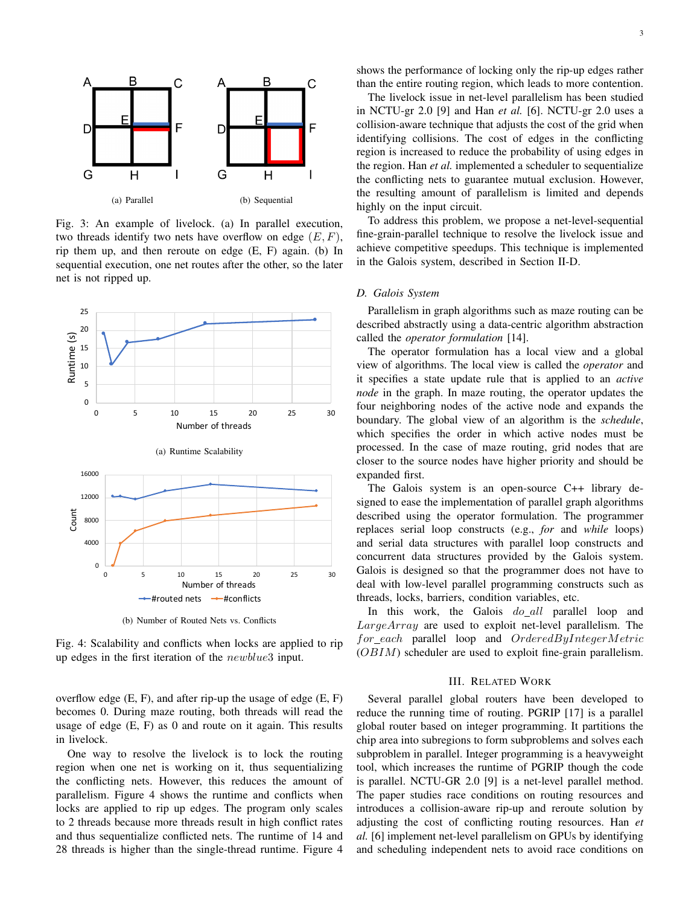(a) Parallel

(b) Sequential

Fig. 3: An example of livelock. (a) In parallel execution, two threads identify two nets have overflow on edge $(E, F)$, rip them up, and then reroute on edge (E, F) again. (b) In sequential execution, one net routes after the other, so the later net is not ripped up.

(a) Runtime Scalability

(b) Number of Routed Nets vs. Conflicts

Fig. 4: Scalability and conflicts when locks are applied to rip up edges in the first iteration of the $newblue3$ input.

overflow edge (E, F), and after rip-up the usage of edge (E, F) becomes 0. During maze routing, both threads will read the usage of edge (E, F) as 0 and route on it again. This results in livelock.

One way to resolve the livelock is to lock the routing region when one net is working on it, thus sequentializing the conflicting nets. However, this reduces the amount of parallelism. Figure 4 shows the runtime and conflicts when locks are applied to rip up edges. The program only scales to 2 threads because more threads result in high conflict rates and thus sequentialize conflicted nets. The runtime of 14 and 28 threads is higher than the single-thread runtime. Figure 4 shows the performance of locking only the rip-up edges rather than the entire routing region, which leads to more contention.

The livelock issue in net-level parallelism has been studied in NCTU-gr 2.0 [9] and Han *et al.* [6]. NCTU-gr 2.0 uses a collision-aware technique that adjusts the cost of the grid when identifying collisions. The cost of edges in the conflicting region is increased to reduce the probability of using edges in the region. Han *et al.* implemented a scheduler to sequentialize the conflicting nets to guarantee mutual exclusion. However, the resulting amount of parallelism is limited and depends highly on the input circuit.

To address this problem, we propose a net-level-sequential fine-grain-parallel technique to resolve the livelock issue and achieve competitive speedups. This technique is implemented in the Galois system, described in Section II-D.

### D. Galois System

Parallelism in graph algorithms such as maze routing can be described abstractly using a data-centric algorithm abstraction called the *operator formulation* [14].

The operator formulation has a local view and a global view of algorithms. The local view is called the *operator* and it specifies a state update rule that is applied to an *active node* in the graph. In maze routing, the operator updates the four neighboring nodes of the active node and expands the boundary. The global view of an algorithm is the *schedule*, which specifies the order in which active nodes must be processed. In the case of maze routing, grid nodes that are closer to the source nodes have higher priority and should be expanded first.

The Galois system is an open-source C++ library designed to ease the implementation of parallel graph algorithms described using the operator formulation. The programmer replaces serial loop constructs (e.g., *for* and *while* loops) and serial data structures with parallel loop constructs and concurrent data structures provided by the Galois system. Galois is designed so that the programmer does not have to deal with low-level parallel programming constructs such as threads, locks, barriers, condition variables, etc.

In this work, the Galois $do\_all$ parallel loop and $LargeArray$ are used to exploit net-level parallelism. The $for\_each$ parallel loop and $OrderedByIntegerMetric$ ($OBIM$) scheduler are used to exploit fine-grain parallelism.

## III. Related Work

Several parallel global routers have been developed to reduce the running time of routing. PGRIP [17] is a parallel global router based on integer programming. It partitions the chip area into subregions to form subproblems and solves each subproblem in parallel. Integer programming is a heavyweight tool, which increases the runtime of PGRIP though the code is parallel. NCTU-GR 2.0 [9] is a net-level parallel method. The paper studies race conditions on routing resources and introduces a collision-aware rip-up and reroute solution by adjusting the cost of conflicting routing resources. Han *et al.* [6] implement net-level parallelism on GPUs by identifying and scheduling independent nets to avoid race conditions on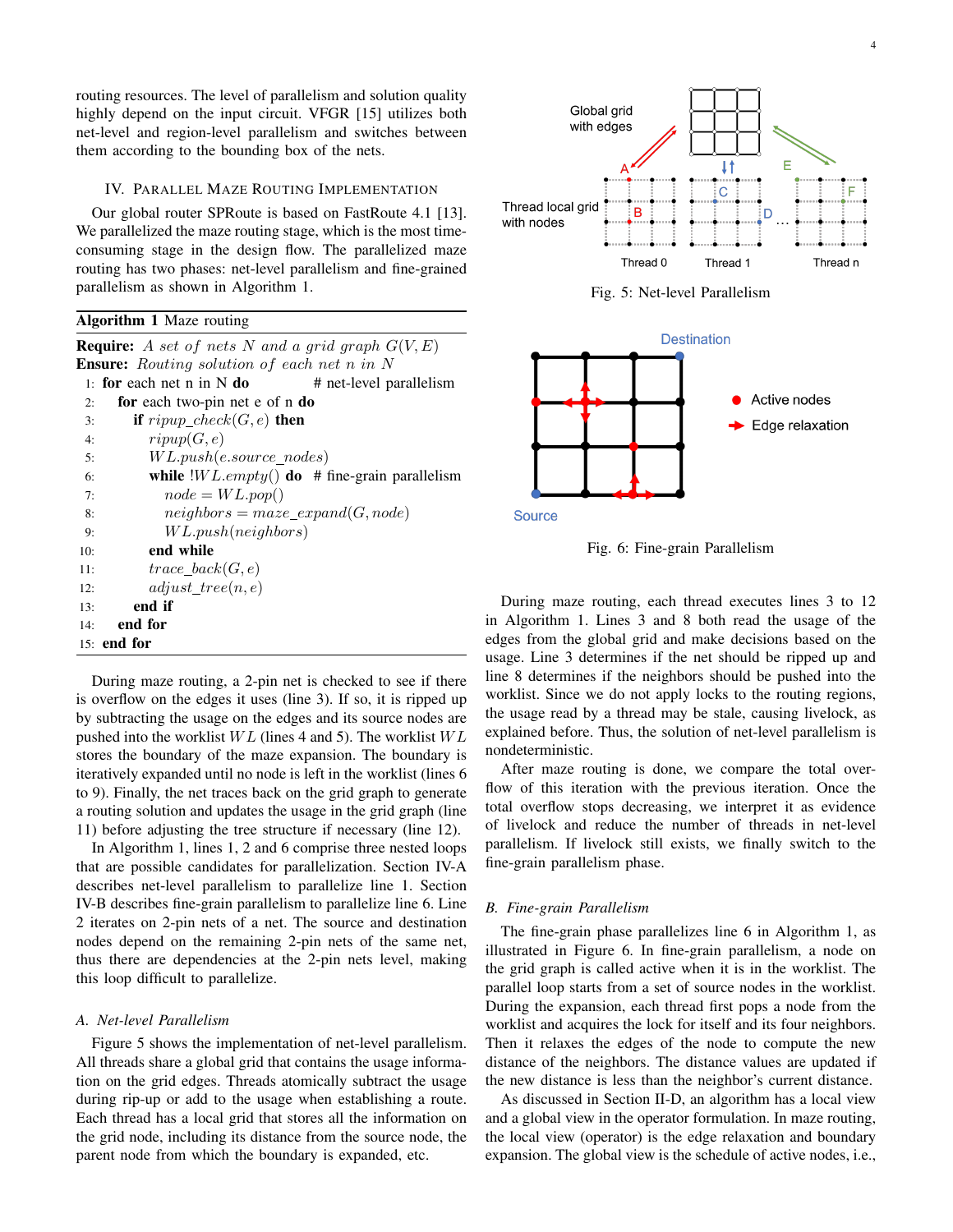routing resources. The level of parallelism and solution quality highly depend on the input circuit. VFGR [15] utilizes both net-level and region-level parallelism and switches between them according to the bounding box of the nets.

## IV. Parallel Maze Routing Implementation

Our global router SPRoute is based on FastRoute 4.1 [13]. We parallelized the maze routing stage, which is the most time-consuming stage in the design flow. The parallelized maze routing has two phases: net-level parallelism and fine-grained parallelism as shown in Algorithm 1.

**Algorithm 1** Maze routing

**Require:** *A set of nets N and a grid graph* $G(V, E)$
**Ensure:** *Routing solution of each net n in N*

```
1: for each net n in N do          # net-level parallelism
2:   for each two-pin net e of n do
3:     if ripup_check(G, e) then
4:       ripup(G, e)
5:       WL.push(e.source_nodes)
6:       while !WL.empty() do   # fine-grain parallelism
7:         node = WL.pop()
8:         neighbors = maze_expand(G, node)
9:         WL.push(neighbors)
10:      end while
11:      trace_back(G, e)
12:      adjust_tree(n, e)
13:    end if
14:  end for
15: end for
```

During maze routing, a 2-pin net is checked to see if there is overflow on the edges it uses (line 3). If so, it is ripped up by subtracting the usage on the edges and its source nodes are pushed into the worklist $WL$ (lines 4 and 5). The worklist $WL$ stores the boundary of the maze expansion. The boundary is iteratively expanded until no node is left in the worklist (lines 6 to 9). Finally, the net traces back on the grid graph to generate a routing solution and updates the usage in the grid graph (line 11) before adjusting the tree structure if necessary (line 12).

In Algorithm 1, lines 1, 2 and 6 comprise three nested loops that are possible candidates for parallelization. Section IV-A describes net-level parallelism to parallelize line 1. Section IV-B describes fine-grain parallelism to parallelize line 6. Line 2 iterates on 2-pin nets of a net. The source and destination nodes depend on the remaining 2-pin nets of the same net, thus there are dependencies at the 2-pin nets level, making this loop difficult to parallelize.

### A. Net-level Parallelism

Figure 5 shows the implementation of net-level parallelism. All threads share a global grid that contains the usage information on the grid edges. Threads atomically subtract the usage during rip-up or add to the usage when establishing a route. Each thread has a local grid that stores all the information on the grid node, including its distance from the source node, the parent node from which the boundary is expanded, etc.

Fig. 5: Net-level Parallelism

Fig. 6: Fine-grain Parallelism

During maze routing, each thread executes lines 3 to 12 in Algorithm 1. Lines 3 and 8 both read the usage of the edges from the global grid and make decisions based on the usage. Line 3 determines if the net should be ripped up and line 8 determines if the neighbors should be pushed into the worklist. Since we do not apply locks to the routing regions, the usage read by a thread may be stale, causing livelock, as explained before. Thus, the solution of net-level parallelism is nondeterministic.

After maze routing is done, we compare the total overflow of this iteration with the previous iteration. Once the total overflow stops decreasing, we interpret it as evidence of livelock and reduce the number of threads in net-level parallelism. If livelock still exists, we finally switch to the fine-grain parallelism phase.

### B. Fine-grain Parallelism

The fine-grain phase parallelizes line 6 in Algorithm 1, as illustrated in Figure 6. In fine-grain parallelism, a node on the grid graph is called active when it is in the worklist. The parallel loop starts from a set of source nodes in the worklist. During the expansion, each thread first pops a node from the worklist and acquires the lock for itself and its four neighbors. Then it relaxes the edges of the node to compute the new distance of the neighbors. The distance values are updated if the new distance is less than the neighbor's current distance.

As discussed in Section II-D, an algorithm has a local view and a global view in the operator formulation. In maze routing, the local view (operator) is the edge relaxation and boundary expansion. The global view is the schedule of active nodes, i.e.,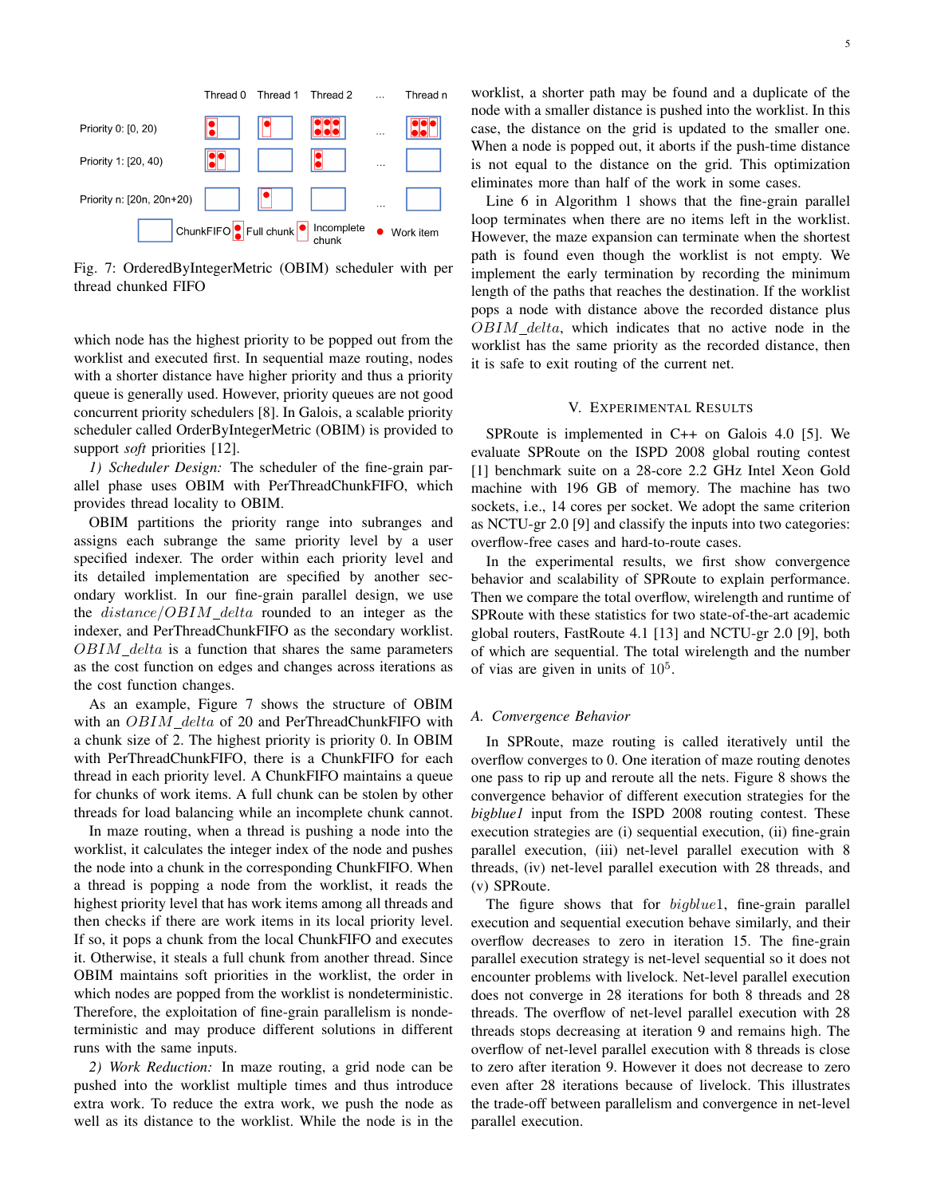Fig. 7: OrderedByIntegerMetric (OBIM) scheduler with per thread chunked FIFO

which node has the highest priority to be popped out from the worklist and executed first. In sequential maze routing, nodes with a shorter distance have higher priority and thus a priority queue is generally used. However, priority queues are not good concurrent priority schedulers [8]. In Galois, a scalable priority scheduler called OrderByIntegerMetric (OBIM) is provided to support *soft* priorities [12].

*1) Scheduler Design:* The scheduler of the fine-grain parallel phase uses OBIM with PerThreadChunkFIFO, which provides thread locality to OBIM.

OBIM partitions the priority range into subranges and assigns each subrange the same priority level by a user specified indexer. The order within each priority level and its detailed implementation are specified by another secondary worklist. In our fine-grain parallel design, we use the $distance/OBIM\_delta$ rounded to an integer as the indexer, and PerThreadChunkFIFO as the secondary worklist. $OBIM\_delta$ is a function that shares the same parameters as the cost function on edges and changes across iterations as the cost function changes.

As an example, Figure 7 shows the structure of OBIM with an $OBIM\_delta$ of 20 and PerThreadChunkFIFO with a chunk size of 2. The highest priority is priority 0. In OBIM with PerThreadChunkFIFO, there is a ChunkFIFO for each thread in each priority level. A ChunkFIFO maintains a queue for chunks of work items. A full chunk can be stolen by other threads for load balancing while an incomplete chunk cannot.

In maze routing, when a thread is pushing a node into the worklist, it calculates the integer index of the node and pushes the node into a chunk in the corresponding ChunkFIFO. When a thread is popping a node from the worklist, it reads the highest priority level that has work items among all threads and then checks if there are work items in its local priority level. If so, it pops a chunk from the local ChunkFIFO and executes it. Otherwise, it steals a full chunk from another thread. Since OBIM maintains soft priorities in the worklist, the order in which nodes are popped from the worklist is nondeterministic. Therefore, the exploitation of fine-grain parallelism is nondeterministic and may produce different solutions in different runs with the same inputs.

*2) Work Reduction:* In maze routing, a grid node can be pushed into the worklist multiple times and thus introduce extra work. To reduce the extra work, we push the node as well as its distance to the worklist. While the node is in the worklist, a shorter path may be found and a duplicate of the node with a smaller distance is pushed into the worklist. In this case, the distance on the grid is updated to the smaller one. When a node is popped out, it aborts if the push-time distance is not equal to the distance on the grid. This optimization eliminates more than half of the work in some cases.

Line 6 in Algorithm 1 shows that the fine-grain parallel loop terminates when there are no items left in the worklist. However, the maze expansion can terminate when the shortest path is found even though the worklist is not empty. We implement the early termination by recording the minimum length of the paths that reaches the destination. If the worklist pops a node with distance above the recorded distance plus $OBIM\_delta$, which indicates that no active node in the worklist has the same priority as the recorded distance, then it is safe to exit routing of the current net.

## V. Experimental Results

SPRoute is implemented in C++ on Galois 4.0 [5]. We evaluate SPRoute on the ISPD 2008 global routing contest [1] benchmark suite on a 28-core 2.2 GHz Intel Xeon Gold machine with 196 GB of memory. The machine has two sockets, i.e., 14 cores per socket. We adopt the same criterion as NCTU-gr 2.0 [9] and classify the inputs into two categories: overflow-free cases and hard-to-route cases.

In the experimental results, we first show convergence behavior and scalability of SPRoute to explain performance. Then we compare the total overflow, wirelength and runtime of SPRoute with these statistics for two state-of-the-art academic global routers, FastRoute 4.1 [13] and NCTU-gr 2.0 [9], both of which are sequential. The total wirelength and the number of vias are given in units of $10^5$.

### A. Convergence Behavior

In SPRoute, maze routing is called iteratively until the overflow converges to 0. One iteration of maze routing denotes one pass to rip up and reroute all the nets. Figure 8 shows the convergence behavior of different execution strategies for the *bigblue1* input from the ISPD 2008 routing contest. These execution strategies are (i) sequential execution, (ii) fine-grain parallel execution, (iii) net-level parallel execution with 8 threads, (iv) net-level parallel execution with 28 threads, and (v) SPRoute.

The figure shows that for $bigblue1$, fine-grain parallel execution and sequential execution behave similarly, and their overflow decreases to zero in iteration 15. The fine-grain parallel execution strategy is net-level sequential so it does not encounter problems with livelock. Net-level parallel execution does not converge in 28 iterations for both 8 threads and 28 threads. The overflow of net-level parallel execution with 28 threads stops decreasing at iteration 9 and remains high. The overflow of net-level parallel execution with 8 threads is close to zero after iteration 9. However it does not decrease to zero even after 28 iterations because of livelock. This illustrates the trade-off between parallelism and convergence in net-level parallel execution.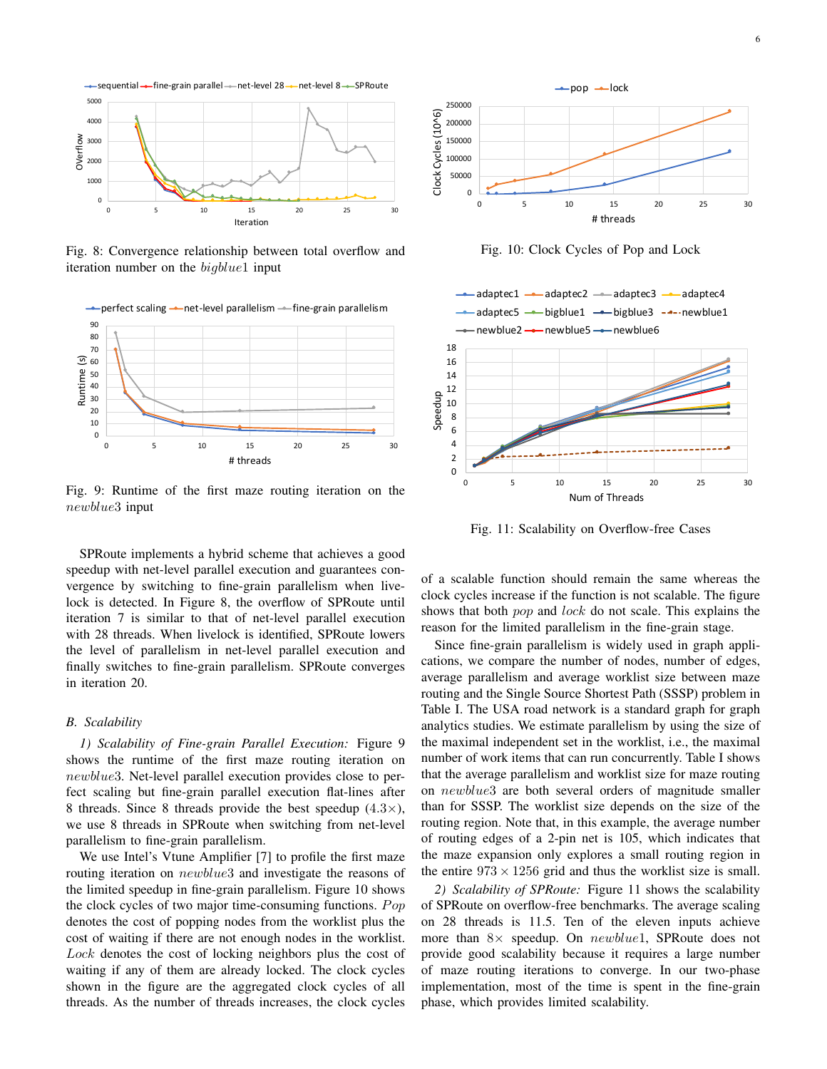Fig. 8: Convergence relationship between total overflow and iteration number on the *bigblue*1 input

Fig. 9: Runtime of the first maze routing iteration on the *newblue*3 input

SPRoute implements a hybrid scheme that achieves a good speedup with net-level parallel execution and guarantees convergence by switching to fine-grain parallelism when livelock is detected. In Figure 8, the overflow of SPRoute until iteration 7 is similar to that of net-level parallel execution with 28 threads. When livelock is identified, SPRoute lowers the level of parallelism in net-level parallel execution and finally switches to fine-grain parallelism. SPRoute converges in iteration 20.

### B. Scalability

*1) Scalability of Fine-grain Parallel Execution:* Figure 9 shows the runtime of the first maze routing iteration on *newblue*3. Net-level parallel execution provides close to perfect scaling but fine-grain parallel execution flat-lines after 8 threads. Since 8 threads provide the best speedup ($4.3\times$), we use 8 threads in SPRoute when switching from net-level parallelism to fine-grain parallelism.

We use Intel's Vtune Amplifier [7] to profile the first maze routing iteration on *newblue*3 and investigate the reasons of the limited speedup in fine-grain parallelism. Figure 10 shows the clock cycles of two major time-consuming functions. *Pop* denotes the cost of popping nodes from the worklist plus the cost of waiting if there are not enough nodes in the worklist. *Lock* denotes the cost of locking neighbors plus the cost of waiting if any of them are already locked. The clock cycles shown in the figure are the aggregated clock cycles of all threads. As the number of threads increases, the clock cycles of a scalable function should remain the same whereas the clock cycles increase if the function is not scalable. The figure shows that both *pop* and *lock* do not scale. This explains the reason for the limited parallelism in the fine-grain stage.

Fig. 10: Clock Cycles of Pop and Lock

Fig. 11: Scalability on Overflow-free Cases

Since fine-grain parallelism is widely used in graph applications, we compare the number of nodes, number of edges, average parallelism and average worklist size between maze routing and the Single Source Shortest Path (SSSP) problem in Table I. The USA road network is a standard graph for graph analytics studies. We estimate parallelism by using the size of the maximal independent set in the worklist, i.e., the maximal number of work items that can run concurrently. Table I shows that the average parallelism and worklist size for maze routing on *newblue*3 are both several orders of magnitude smaller than for SSSP. The worklist size depends on the size of the routing region. Note that, in this example, the average number of routing edges of a 2-pin net is 105, which indicates that the maze expansion only explores a small routing region in the entire $973 \times 1256$ grid and thus the worklist size is small.

*2) Scalability of SPRoute:* Figure 11 shows the scalability of SPRoute on overflow-free benchmarks. The average scaling on 28 threads is 11.5. Ten of the eleven inputs achieve more than $8\times$ speedup. On *newblue*1, SPRoute does not provide good scalability because it requires a large number of maze routing iterations to converge. In our two-phase implementation, most of the time is spent in the fine-grain phase, which provides limited scalability.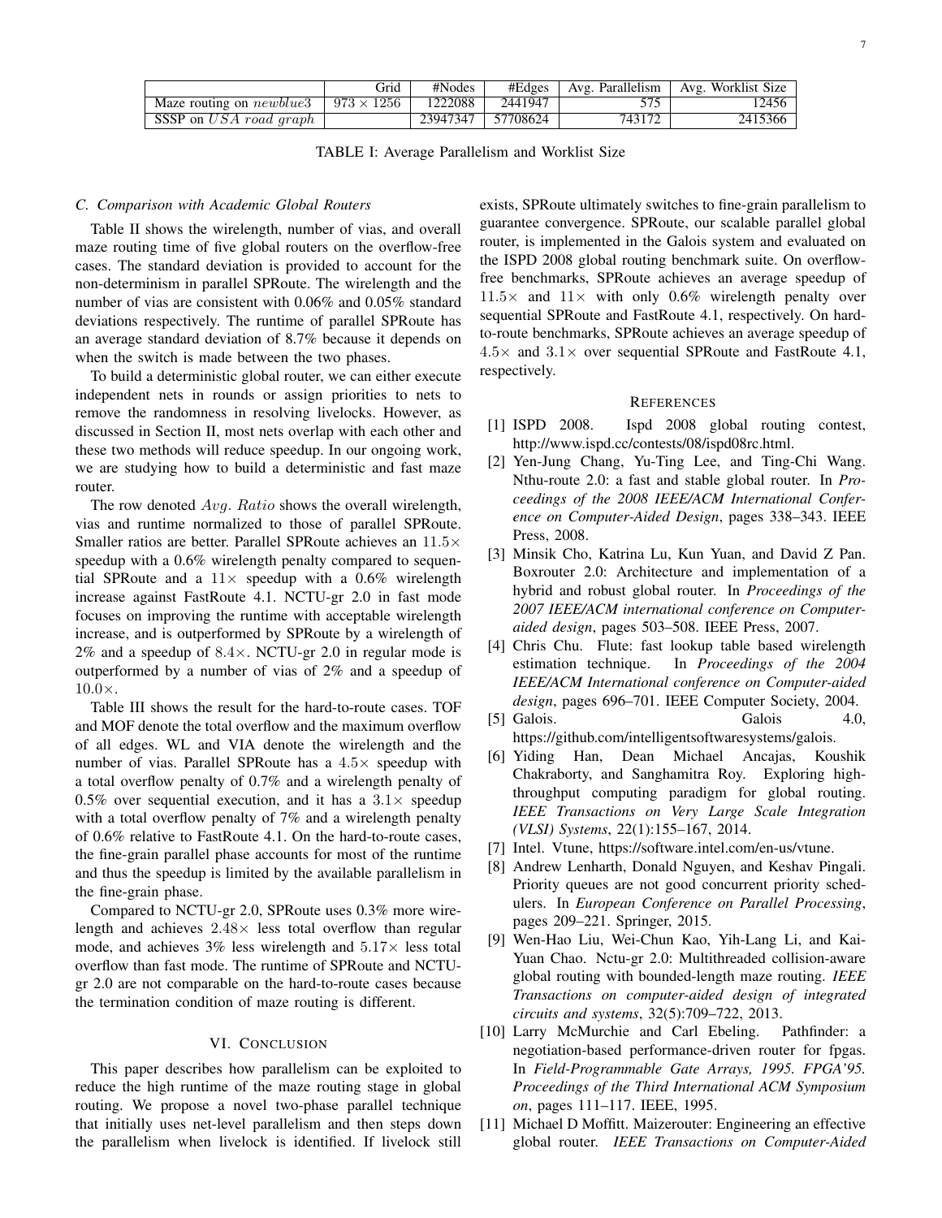|  | Grid | #Nodes | #Edges | Avg. Parallelism | Avg. Worklist Size |
| --- | --- | --- | --- | --- | --- |
| Maze routing on $newblue3$ | $973 \times 1256$ | 1222088 | 2441947 | 575 | 12456 |
| SSSP on $USA\ road\ graph$ |  | 23947347 | 57708624 | 743172 | 2415366 |

TABLE I: Average Parallelism and Worklist Size

### C. Comparison with Academic Global Routers

Table II shows the wirelength, number of vias, and overall maze routing time of five global routers on the overflow-free cases. The standard deviation is provided to account for the non-determinism in parallel SPRoute. The wirelength and the number of vias are consistent with 0.06% and 0.05% standard deviations respectively. The runtime of parallel SPRoute has an average standard deviation of 8.7% because it depends on when the switch is made between the two phases.

To build a deterministic global router, we can either execute independent nets in rounds or assign priorities to nets to remove the randomness in resolving livelocks. However, as discussed in Section II, most nets overlap with each other and these two methods will reduce speedup. In our ongoing work, we are studying how to build a deterministic and fast maze router.

The row denoted $Avg.\ Ratio$ shows the overall wirelength, vias and runtime normalized to those of parallel SPRoute. Smaller ratios are better. Parallel SPRoute achieves an $11.5\times$ speedup with a 0.6% wirelength penalty compared to sequential SPRoute and a $11\times$ speedup with a 0.6% wirelength increase against FastRoute 4.1. NCTU-gr 2.0 in fast mode focuses on improving the runtime with acceptable wirelength increase, and is outperformed by SPRoute by a wirelength of 2% and a speedup of $8.4\times$. NCTU-gr 2.0 in regular mode is outperformed by a number of vias of 2% and a speedup of $10.0\times$.

Table III shows the result for the hard-to-route cases. TOF and MOF denote the total overflow and the maximum overflow of all edges. WL and VIA denote the wirelength and the number of vias. Parallel SPRoute has a $4.5\times$ speedup with a total overflow penalty of 0.7% and a wirelength penalty of 0.5% over sequential execution, and it has a $3.1\times$ speedup with a total overflow penalty of 7% and a wirelength penalty of 0.6% relative to FastRoute 4.1. On the hard-to-route cases, the fine-grain parallel phase accounts for most of the runtime and thus the speedup is limited by the available parallelism in the fine-grain phase.

Compared to NCTU-gr 2.0, SPRoute uses 0.3% more wirelength and achieves $2.48\times$ less total overflow than regular mode, and achieves 3% less wirelength and $5.17\times$ less total overflow than fast mode. The runtime of SPRoute and NCTU-gr 2.0 are not comparable on the hard-to-route cases because the termination condition of maze routing is different.

## VI. Conclusion

This paper describes how parallelism can be exploited to reduce the high runtime of the maze routing stage in global routing. We propose a novel two-phase parallel technique that initially uses net-level parallelism and then steps down the parallelism when livelock is identified. If livelock still exists, SPRoute ultimately switches to fine-grain parallelism to guarantee convergence. SPRoute, our scalable parallel global router, is implemented in the Galois system and evaluated on the ISPD 2008 global routing benchmark suite. On overflow-free benchmarks, SPRoute achieves an average speedup of $11.5\times$ and $11\times$ with only 0.6% wirelength penalty over sequential SPRoute and FastRoute 4.1, respectively. On hard-to-route benchmarks, SPRoute achieves an average speedup of $4.5\times$ and $3.1\times$ over sequential SPRoute and FastRoute 4.1, respectively.

## References

[1] ISPD 2008. Ispd 2008 global routing contest, http://www.ispd.cc/contests/08/ispd08rc.html.

[2] Yen-Jung Chang, Yu-Ting Lee, and Ting-Chi Wang. Nthu-route 2.0: a fast and stable global router. In *Proceedings of the 2008 IEEE/ACM International Conference on Computer-Aided Design*, pages 338–343. IEEE Press, 2008.

[3] Minsik Cho, Katrina Lu, Kun Yuan, and David Z Pan. Boxrouter 2.0: Architecture and implementation of a hybrid and robust global router. In *Proceedings of the 2007 IEEE/ACM international conference on Computer-aided design*, pages 503–508. IEEE Press, 2007.

[4] Chris Chu. Flute: fast lookup table based wirelength estimation technique. In *Proceedings of the 2004 IEEE/ACM International conference on Computer-aided design*, pages 696–701. IEEE Computer Society, 2004.

[5] Galois. Galois 4.0, https://github.com/intelligentsoftwaresystems/galois.

[6] Yiding Han, Dean Michael Ancajas, Koushik Chakraborty, and Sanghamitra Roy. Exploring high-throughput computing paradigm for global routing. *IEEE Transactions on Very Large Scale Integration (VLSI) Systems*, 22(1):155–167, 2014.

[7] Intel. Vtune, https://software.intel.com/en-us/vtune.

[8] Andrew Lenharth, Donald Nguyen, and Keshav Pingali. Priority queues are not good concurrent priority schedulers. In *European Conference on Parallel Processing*, pages 209–221. Springer, 2015.

[9] Wen-Hao Liu, Wei-Chun Kao, Yih-Lang Li, and Kai-Yuan Chao. Nctu-gr 2.0: Multithreaded collision-aware global routing with bounded-length maze routing. *IEEE Transactions on computer-aided design of integrated circuits and systems*, 32(5):709–722, 2013.

[10] Larry McMurchie and Carl Ebeling. Pathfinder: a negotiation-based performance-driven router for fpgas. In *Field-Programmable Gate Arrays, 1995. FPGA'95. Proceedings of the Third International ACM Symposium on*, pages 111–117. IEEE, 1995.

[11] Michael D Moffitt. Maizerouter: Engineering an effective global router. *IEEE Transactions on Computer-Aided*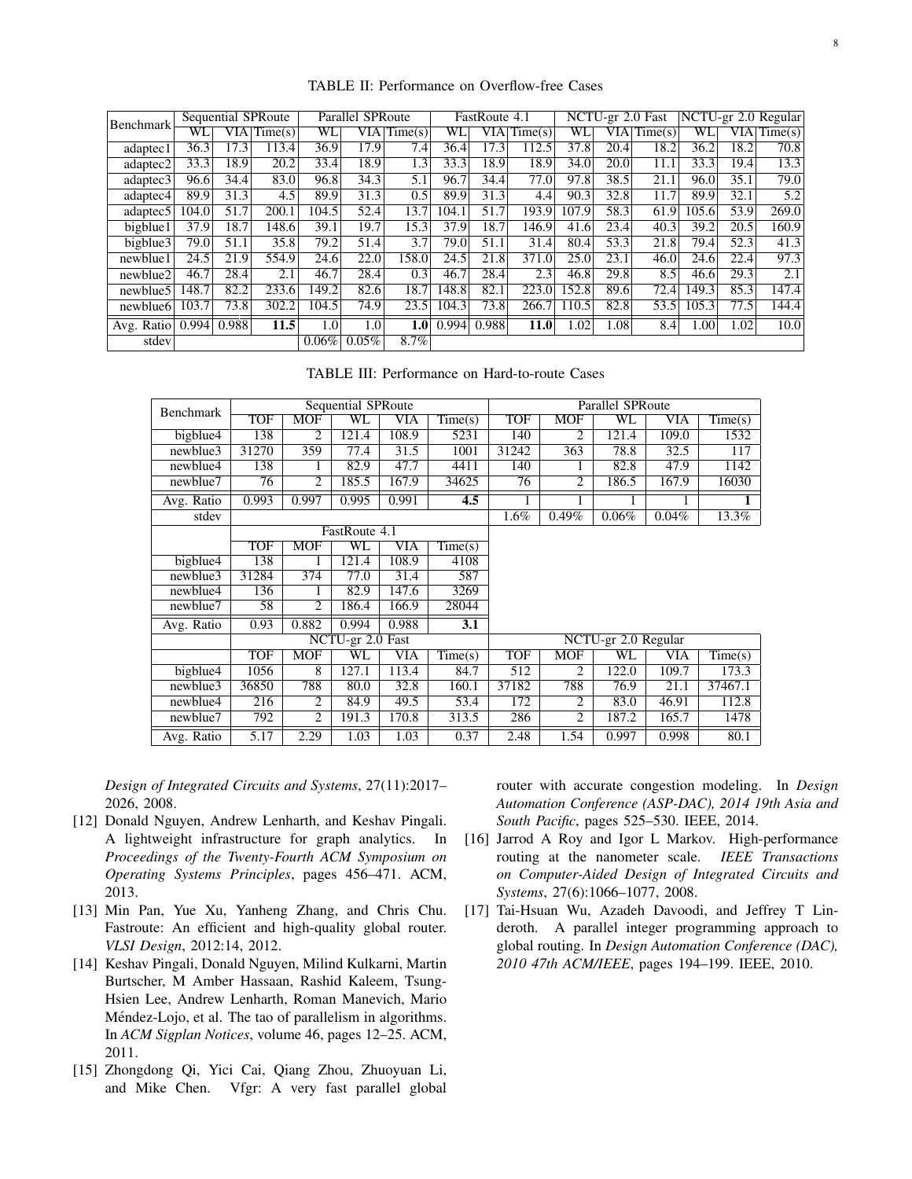TABLE II: Performance on Overflow-free Cases

| Benchmark | Sequential SPRoute | | | Parallel SPRoute | | | FastRoute 4.1 | | | NCTU-gr 2.0 Fast | | | NCTU-gr 2.0 Regular | | |
|---|---|---|---|---|---|---|---|---|---|---|---|---|---|---|---|
| | WL | VIA | Time(s) | WL | VIA | Time(s) | WL | VIA | Time(s) | WL | VIA | Time(s) | WL | VIA | Time(s) |
| adaptec1 | 36.3 | 17.3 | 113.4 | 36.9 | 17.9 | 7.4 | 36.4 | 17.3 | 112.5 | 37.8 | 20.4 | 18.2 | 36.2 | 18.2 | 70.8 |
| adaptec2 | 33.3 | 18.9 | 20.2 | 33.4 | 18.9 | 1.3 | 33.3 | 18.9 | 18.9 | 34.0 | 20.0 | 11.1 | 33.3 | 19.4 | 13.3 |
| adaptec3 | 96.6 | 34.4 | 83.0 | 96.8 | 34.3 | 5.1 | 96.7 | 34.4 | 77.0 | 97.8 | 38.5 | 21.1 | 96.0 | 35.1 | 79.0 |
| adaptec4 | 89.9 | 31.3 | 4.5 | 89.9 | 31.3 | 0.5 | 89.9 | 31.3 | 4.4 | 90.3 | 32.8 | 11.7 | 89.9 | 32.1 | 5.2 |
| adaptec5 | 104.0 | 51.7 | 200.1 | 104.5 | 52.4 | 13.7 | 104.1 | 51.7 | 193.9 | 107.9 | 58.3 | 61.9 | 105.6 | 53.9 | 269.0 |
| bigblue1 | 37.9 | 18.7 | 148.6 | 39.1 | 19.7 | 15.3 | 37.9 | 18.7 | 146.9 | 41.6 | 23.4 | 40.3 | 39.2 | 20.5 | 160.9 |
| bigblue3 | 79.0 | 51.1 | 35.8 | 79.2 | 51.4 | 3.7 | 79.0 | 51.1 | 31.4 | 80.4 | 53.3 | 21.8 | 79.4 | 52.3 | 41.3 |
| newblue1 | 24.5 | 21.9 | 554.9 | 24.6 | 22.0 | 158.0 | 24.5 | 21.8 | 371.0 | 25.0 | 23.1 | 46.0 | 24.6 | 22.4 | 97.3 |
| newblue2 | 46.7 | 28.4 | 2.1 | 46.7 | 28.4 | 0.3 | 46.7 | 28.4 | 2.3 | 46.8 | 29.8 | 8.5 | 46.6 | 29.3 | 2.1 |
| newblue5 | 148.7 | 82.2 | 233.6 | 149.2 | 82.6 | 18.7 | 148.8 | 82.1 | 223.0 | 152.8 | 89.6 | 72.4 | 149.3 | 85.3 | 147.4 |
| newblue6 | 103.7 | 73.8 | 302.2 | 104.5 | 74.9 | 23.5 | 104.3 | 73.8 | 266.7 | 110.5 | 82.8 | 53.5 | 105.3 | 77.5 | 144.4 |
| Avg. Ratio | 0.994 | 0.988 | **11.5** | 1.0 | 1.0 | **1.0** | 0.994 | 0.988 | **11.0** | 1.02 | 1.08 | 8.4 | 1.00 | 1.02 | 10.0 |
| stdev | | | | 0.06% | 0.05% | 8.7% | | | | | | | | | |

TABLE III: Performance on Hard-to-route Cases

| Benchmark | Sequential SPRoute | | | | | Parallel SPRoute | | | | |
|---|---|---|---|---|---|---|---|---|---|---|
| | TOF | MOF | WL | VIA | Time(s) | TOF | MOF | WL | VIA | Time(s) |
| bigblue4 | 138 | 2 | 121.4 | 108.9 | 5231 | 140 | 2 | 121.4 | 109.0 | 1532 |
| newblue3 | 31270 | 359 | 77.4 | 31.5 | 1001 | 31242 | 363 | 78.8 | 32.5 | 117 |
| newblue4 | 138 | 1 | 82.9 | 47.7 | 4411 | 140 | 1 | 82.8 | 47.9 | 1142 |
| newblue7 | 76 | 2 | 185.5 | 167.9 | 34625 | 76 | 2 | 186.5 | 167.9 | 16030 |
| Avg. Ratio | 0.993 | 0.997 | 0.995 | 0.991 | **4.5** | 1 | 1 | 1 | 1 | **1** |
| stdev | | | | | | 1.6% | 0.49% | 0.06% | 0.04% | 13.3% |
| | FastRoute 4.1 | | | | | | | | | |
| | TOF | MOF | WL | VIA | Time(s) | | | | | |
| bigblue4 | 138 | 1 | 121.4 | 108.9 | 4108 | | | | | |
| newblue3 | 31284 | 374 | 77.0 | 31.4 | 587 | | | | | |
| newblue4 | 136 | 1 | 82.9 | 147.6 | 3269 | | | | | |
| newblue7 | 58 | 2 | 186.4 | 166.9 | 28044 | | | | | |
| Avg. Ratio | 0.93 | 0.882 | 0.994 | 0.988 | **3.1** | | | | | |
| | NCTU-gr 2.0 Fast | | | | | NCTU-gr 2.0 Regular | | | | |
| | TOF | MOF | WL | VIA | Time(s) | TOF | MOF | WL | VIA | Time(s) |
| bigblue4 | 1056 | 8 | 127.1 | 113.4 | 84.7 | 512 | 2 | 122.0 | 109.7 | 173.3 |
| newblue3 | 36850 | 788 | 80.0 | 32.8 | 160.1 | 37182 | 788 | 76.9 | 21.1 | 37467.1 |
| newblue4 | 216 | 2 | 84.9 | 49.5 | 53.4 | 172 | 2 | 83.0 | 46.91 | 112.8 |
| newblue7 | 792 | 2 | 191.3 | 170.8 | 313.5 | 286 | 2 | 187.2 | 165.7 | 1478 |
| Avg. Ratio | 5.17 | 2.29 | 1.03 | 1.03 | 0.37 | 2.48 | 1.54 | 0.997 | 0.998 | 80.1 |

*Design of Integrated Circuits and Systems*, 27(11):2017–2026, 2008.

[12] Donald Nguyen, Andrew Lenharth, and Keshav Pingali. A lightweight infrastructure for graph analytics. In *Proceedings of the Twenty-Fourth ACM Symposium on Operating Systems Principles*, pages 456–471. ACM, 2013.

[13] Min Pan, Yue Xu, Yanheng Zhang, and Chris Chu. Fastroute: An efficient and high-quality global router. *VLSI Design*, 2012:14, 2012.

[14] Keshav Pingali, Donald Nguyen, Milind Kulkarni, Martin Burtscher, M Amber Hassaan, Rashid Kaleem, Tsung-Hsien Lee, Andrew Lenharth, Roman Manevich, Mario Méndez-Lojo, et al. The tao of parallelism in algorithms. In *ACM Sigplan Notices*, volume 46, pages 12–25. ACM, 2011.

[15] Zhongdong Qi, Yici Cai, Qiang Zhou, Zhuoyuan Li, and Mike Chen. Vfgr: A very fast parallel global router with accurate congestion modeling. In *Design Automation Conference (ASP-DAC), 2014 19th Asia and South Pacific*, pages 525–530. IEEE, 2014.

[16] Jarrod A Roy and Igor L Markov. High-performance routing at the nanometer scale. *IEEE Transactions on Computer-Aided Design of Integrated Circuits and Systems*, 27(6):1066–1077, 2008.

[17] Tai-Hsuan Wu, Azadeh Davoodi, and Jeffrey T Linderoth. A parallel integer programming approach to global routing. In *Design Automation Conference (DAC), 2010 47th ACM/IEEE*, pages 194–199. IEEE, 2010.